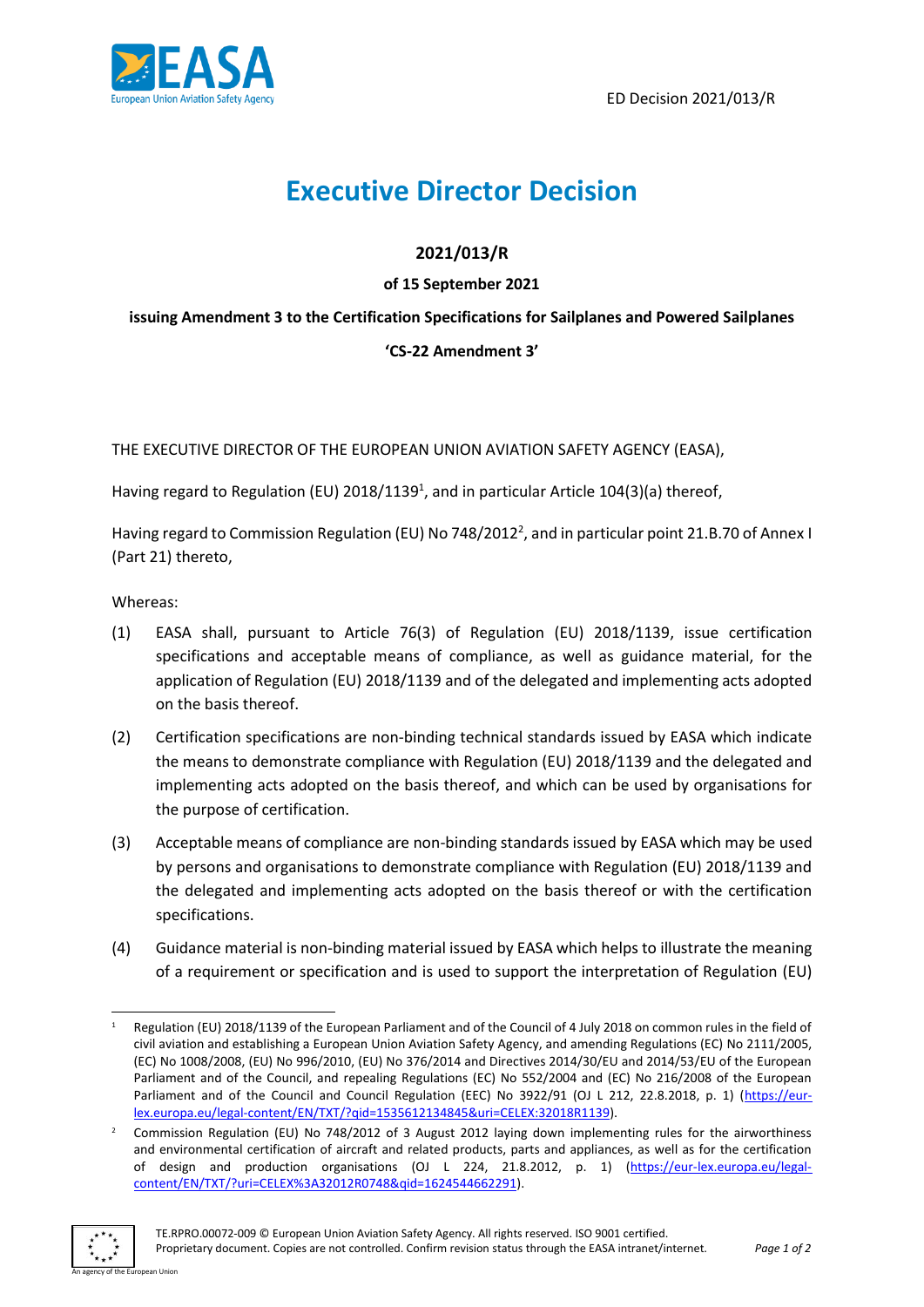ED Decision 2021/013/R

# Executive Director Decision

**2021/013/R**

**of 15 September 2021**

**issuing Amendment 3 to the Certification Specifications for Sailplanes and Powered Sailplanes**

**'CS-22 Amendment 3'**

THE EXECUTIVE DIRECTOR OF THE EUROPEAN UNION AVIATION SAFETY AGENCY (EASA),

Having regard to Regulation (EU) 2018/1139[1], and in particular Article 104(3)(a) thereof,

Having regard to Commission Regulation (EU) No 748/2012[2], and in particular point 21.B.70 of Annex I (Part 21) thereto,

Whereas:

(1) EASA shall, pursuant to Article 76(3) of Regulation (EU) 2018/1139, issue certification specifications and acceptable means of compliance, as well as guidance material, for the application of Regulation (EU) 2018/1139 and of the delegated and implementing acts adopted on the basis thereof.

(2) Certification specifications are non-binding technical standards issued by EASA which indicate the means to demonstrate compliance with Regulation (EU) 2018/1139 and the delegated and implementing acts adopted on the basis thereof, and which can be used by organisations for the purpose of certification.

(3) Acceptable means of compliance are non-binding standards issued by EASA which may be used by persons and organisations to demonstrate compliance with Regulation (EU) 2018/1139 and the delegated and implementing acts adopted on the basis thereof or with the certification specifications.

(4) Guidance material is non-binding material issued by EASA which helps to illustrate the meaning of a requirement or specification and is used to support the interpretation of Regulation (EU)

---

[1] Regulation (EU) 2018/1139 of the European Parliament and of the Council of 4 July 2018 on common rules in the field of civil aviation and establishing a European Union Aviation Safety Agency, and amending Regulations (EC) No 2111/2005, (EC) No 1008/2008, (EU) No 996/2010, (EU) No 376/2014 and Directives 2014/30/EU and 2014/53/EU of the European Parliament and of the Council, and repealing Regulations (EC) No 552/2004 and (EC) No 216/2008 of the European Parliament and of the Council and Council Regulation (EEC) No 3922/91 (OJ L 212, 22.8.2018, p. 1) (https://eur-lex.europa.eu/legal-content/EN/TXT/?qid=1535612134845&uri=CELEX:32018R1139).

[2] Commission Regulation (EU) No 748/2012 of 3 August 2012 laying down implementing rules for the airworthiness and environmental certification of aircraft and related products, parts and appliances, as well as for the certification of design and production organisations (OJ L 224, 21.8.2012, p. 1) (https://eur-lex.europa.eu/legal-content/EN/TXT/?uri=CELEX%3A32012R0748&qid=1624544662291).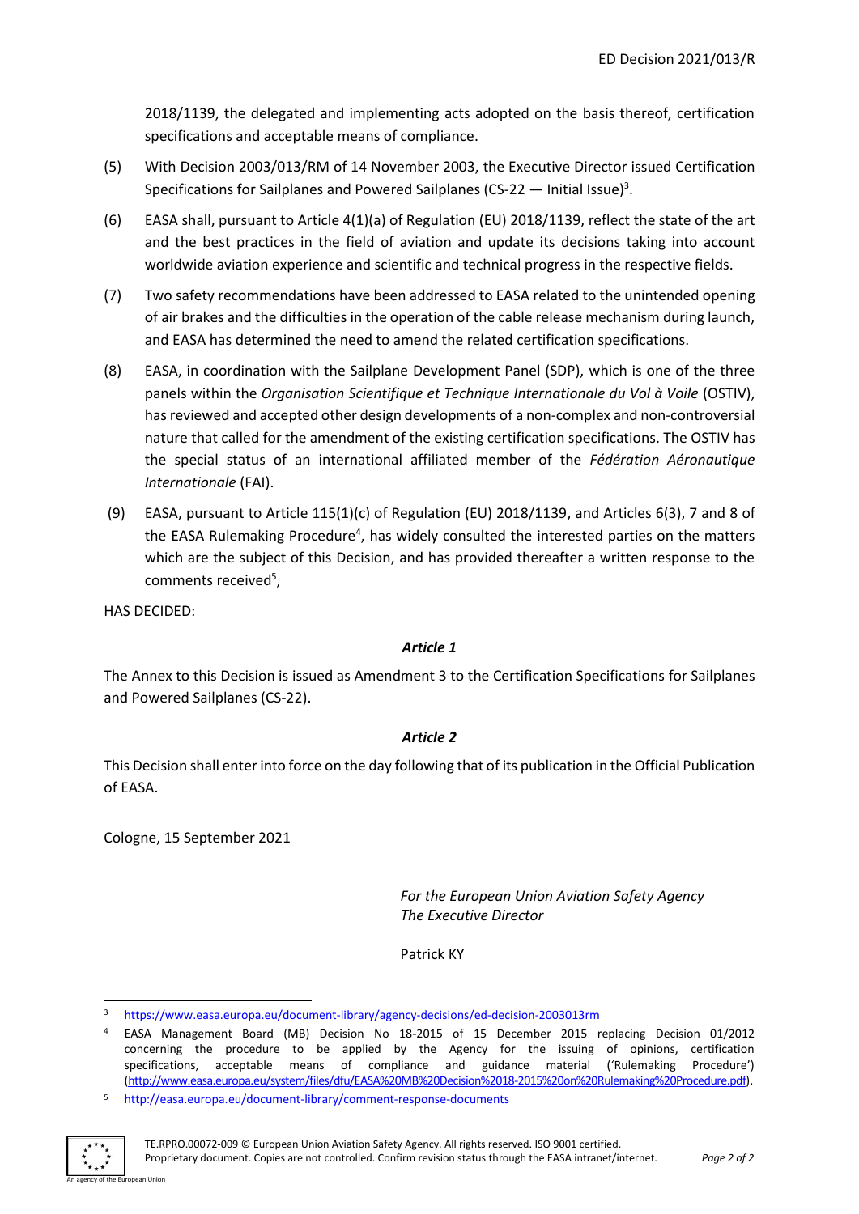2018/1139, the delegated and implementing acts adopted on the basis thereof, certification specifications and acceptable means of compliance.

(5) With Decision 2003/013/RM of 14 November 2003, the Executive Director issued Certification Specifications for Sailplanes and Powered Sailplanes (CS-22 — Initial Issue)[3].

(6) EASA shall, pursuant to Article 4(1)(a) of Regulation (EU) 2018/1139, reflect the state of the art and the best practices in the field of aviation and update its decisions taking into account worldwide aviation experience and scientific and technical progress in the respective fields.

(7) Two safety recommendations have been addressed to EASA related to the unintended opening of air brakes and the difficulties in the operation of the cable release mechanism during launch, and EASA has determined the need to amend the related certification specifications.

(8) EASA, in coordination with the Sailplane Development Panel (SDP), which is one of the three panels within the *Organisation Scientifique et Technique Internationale du Vol à Voile* (OSTIV), has reviewed and accepted other design developments of a non-complex and non-controversial nature that called for the amendment of the existing certification specifications. The OSTIV has the special status of an international affiliated member of the *Fédération Aéronautique Internationale* (FAI).

(9) EASA, pursuant to Article 115(1)(c) of Regulation (EU) 2018/1139, and Articles 6(3), 7 and 8 of the EASA Rulemaking Procedure[4], has widely consulted the interested parties on the matters which are the subject of this Decision, and has provided thereafter a written response to the comments received[5],

HAS DECIDED:

***Article 1***

The Annex to this Decision is issued as Amendment 3 to the Certification Specifications for Sailplanes and Powered Sailplanes (CS-22).

***Article 2***

This Decision shall enter into force on the day following that of its publication in the Official Publication of EASA.

Cologne, 15 September 2021

*For the European Union Aviation Safety Agency*
*The Executive Director*

Patrick KY

---

[3] https://www.easa.europa.eu/document-library/agency-decisions/ed-decision-2003013rm

[4] EASA Management Board (MB) Decision No 18-2015 of 15 December 2015 replacing Decision 01/2012 concerning the procedure to be applied by the Agency for the issuing of opinions, certification specifications, acceptable means of compliance and guidance material ('Rulemaking Procedure') (http://www.easa.europa.eu/system/files/dfu/EASA%20MB%20Decision%2018-2015%20on%20Rulemaking%20Procedure.pdf).

[5] http://easa.europa.eu/document-library/comment-response-documents